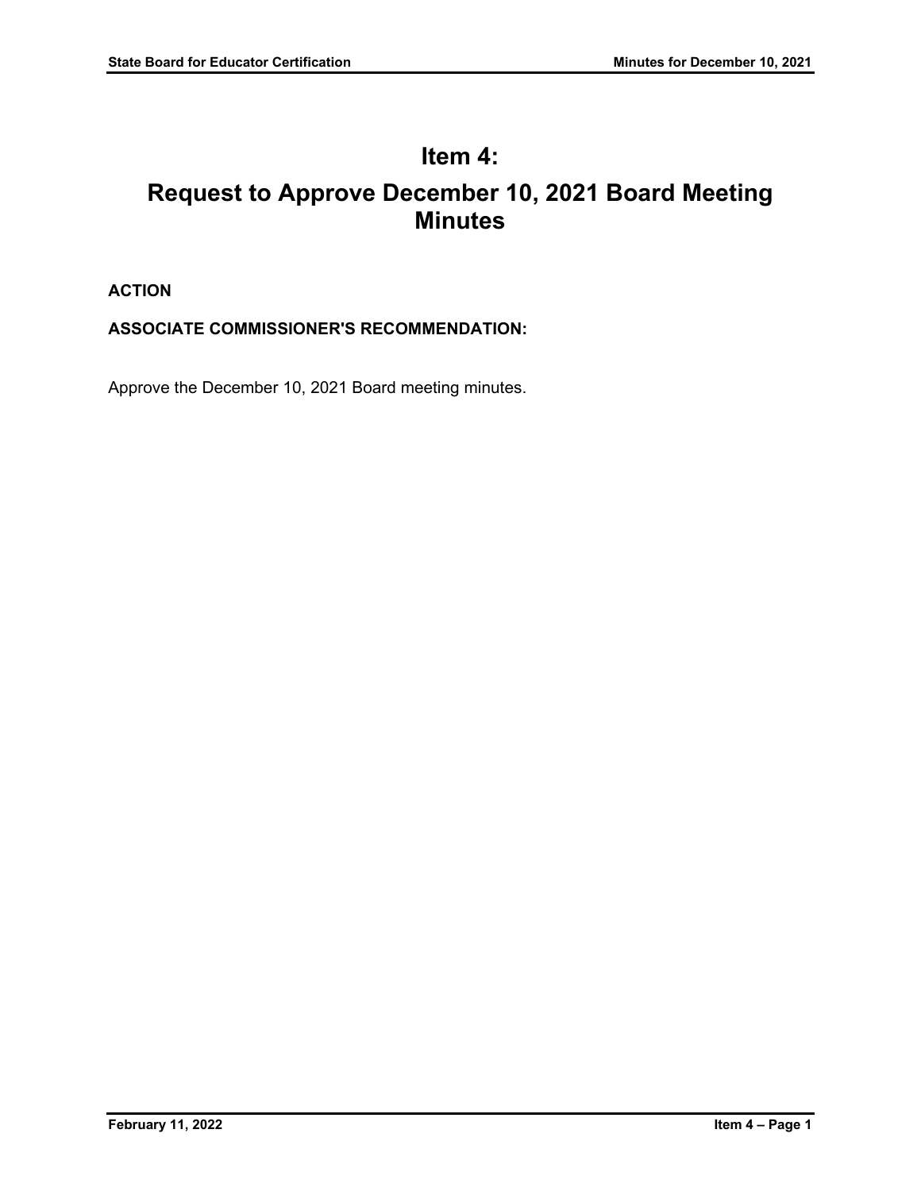# Item 4:

# Request to Approve December 10, 2021 Board Meeting Minutes

**ACTION**

**ASSOCIATE COMMISSIONER'S RECOMMENDATION:**

Approve the December 10, 2021 Board meeting minutes.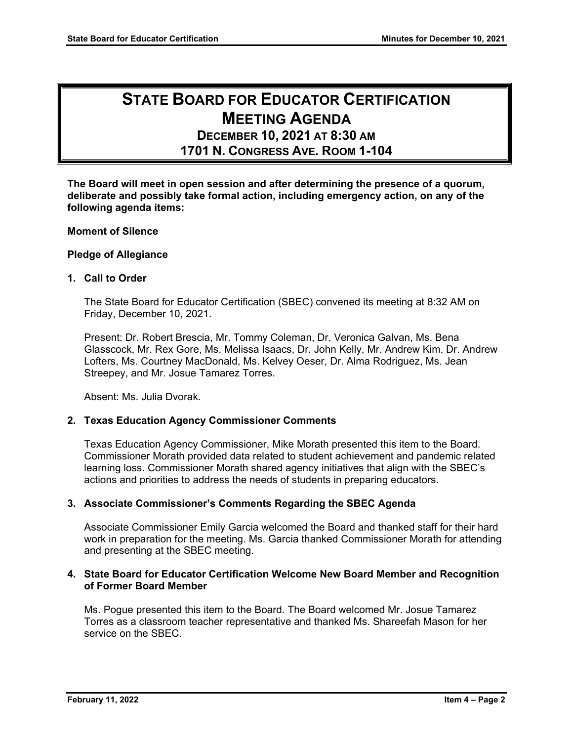# STATE BOARD FOR EDUCATOR CERTIFICATION MEETING AGENDA

## DECEMBER 10, 2021 AT 8:30 AM
## 1701 N. CONGRESS AVE. ROOM 1-104

**The Board will meet in open session and after determining the presence of a quorum, deliberate and possibly take formal action, including emergency action, on any of the following agenda items:**

**Moment of Silence**

**Pledge of Allegiance**

**1. Call to Order**

The State Board for Educator Certification (SBEC) convened its meeting at 8:32 AM on Friday, December 10, 2021.

Present: Dr. Robert Brescia, Mr. Tommy Coleman, Dr. Veronica Galvan, Ms. Bena Glasscock, Mr. Rex Gore, Ms. Melissa Isaacs, Dr. John Kelly, Mr. Andrew Kim, Dr. Andrew Lofters, Ms. Courtney MacDonald, Ms. Kelvey Oeser, Dr. Alma Rodriguez, Ms. Jean Streepey, and Mr. Josue Tamarez Torres.

Absent: Ms. Julia Dvorak.

**2. Texas Education Agency Commissioner Comments**

Texas Education Agency Commissioner, Mike Morath presented this item to the Board. Commissioner Morath provided data related to student achievement and pandemic related learning loss. Commissioner Morath shared agency initiatives that align with the SBEC's actions and priorities to address the needs of students in preparing educators.

**3. Associate Commissioner's Comments Regarding the SBEC Agenda**

Associate Commissioner Emily Garcia welcomed the Board and thanked staff for their hard work in preparation for the meeting. Ms. Garcia thanked Commissioner Morath for attending and presenting at the SBEC meeting.

**4. State Board for Educator Certification Welcome New Board Member and Recognition of Former Board Member**

Ms. Pogue presented this item to the Board. The Board welcomed Mr. Josue Tamarez Torres as a classroom teacher representative and thanked Ms. Shareefah Mason for her service on the SBEC.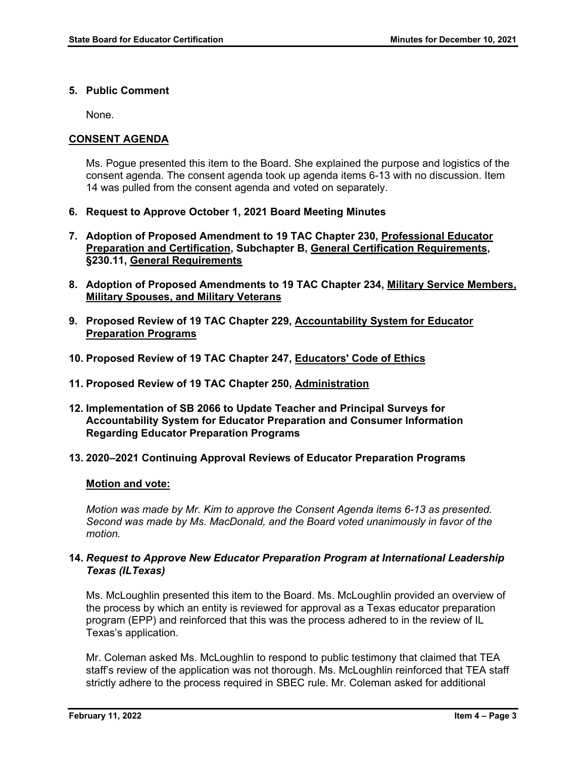**5. Public Comment**

None.

**<u>CONSENT AGENDA</u>**

Ms. Pogue presented this item to the Board. She explained the purpose and logistics of the consent agenda. The consent agenda took up agenda items 6-13 with no discussion. Item 14 was pulled from the consent agenda and voted on separately.

**6. Request to Approve October 1, 2021 Board Meeting Minutes**

**7. Adoption of Proposed Amendment to 19 TAC Chapter 230, <u>Professional Educator Preparation and Certification</u>, Subchapter B, <u>General Certification Requirements</u>, §230.11, <u>General Requirements</u>**

**8. Adoption of Proposed Amendments to 19 TAC Chapter 234, <u>Military Service Members, Military Spouses, and Military Veterans</u>**

**9. Proposed Review of 19 TAC Chapter 229, <u>Accountability System for Educator Preparation Programs</u>**

**10. Proposed Review of 19 TAC Chapter 247, <u>Educators' Code of Ethics</u>**

**11. Proposed Review of 19 TAC Chapter 250, <u>Administration</u>**

**12. Implementation of SB 2066 to Update Teacher and Principal Surveys for Accountability System for Educator Preparation and Consumer Information Regarding Educator Preparation Programs**

**13. 2020–2021 Continuing Approval Reviews of Educator Preparation Programs**

**<u>Motion and vote:</u>**

*Motion was made by Mr. Kim to approve the Consent Agenda items 6-13 as presented. Second was made by Ms. MacDonald, and the Board voted unanimously in favor of the motion.*

**14. *Request to Approve New Educator Preparation Program at International Leadership Texas (ILTexas)***

Ms. McLoughlin presented this item to the Board. Ms. McLoughlin provided an overview of the process by which an entity is reviewed for approval as a Texas educator preparation program (EPP) and reinforced that this was the process adhered to in the review of IL Texas's application.

Mr. Coleman asked Ms. McLoughlin to respond to public testimony that claimed that TEA staff's review of the application was not thorough. Ms. McLoughlin reinforced that TEA staff strictly adhere to the process required in SBEC rule. Mr. Coleman asked for additional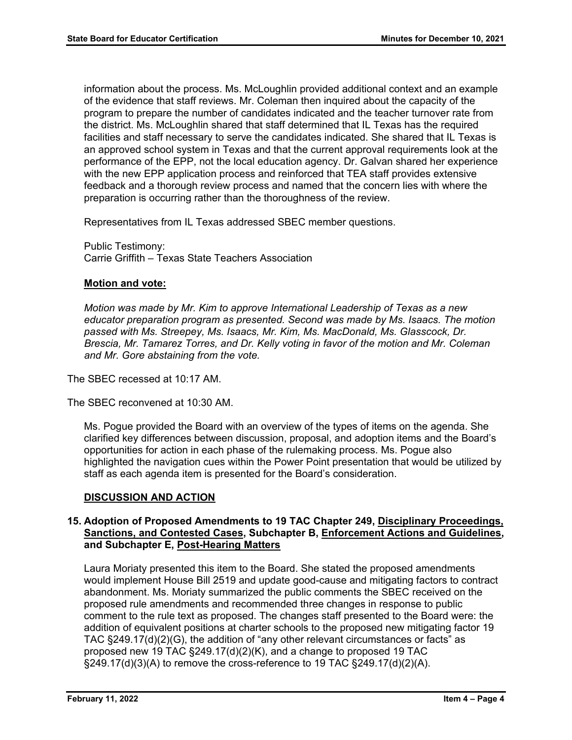information about the process. Ms. McLoughlin provided additional context and an example of the evidence that staff reviews. Mr. Coleman then inquired about the capacity of the program to prepare the number of candidates indicated and the teacher turnover rate from the district. Ms. McLoughlin shared that staff determined that IL Texas has the required facilities and staff necessary to serve the candidates indicated. She shared that IL Texas is an approved school system in Texas and that the current approval requirements look at the performance of the EPP, not the local education agency. Dr. Galvan shared her experience with the new EPP application process and reinforced that TEA staff provides extensive feedback and a thorough review process and named that the concern lies with where the preparation is occurring rather than the thoroughness of the review.

Representatives from IL Texas addressed SBEC member questions.

Public Testimony:
Carrie Griffith – Texas State Teachers Association

**Motion and vote:**

*Motion was made by Mr. Kim to approve International Leadership of Texas as a new educator preparation program as presented. Second was made by Ms. Isaacs. The motion passed with Ms. Streepey, Ms. Isaacs, Mr. Kim, Ms. MacDonald, Ms. Glasscock, Dr. Brescia, Mr. Tamarez Torres, and Dr. Kelly voting in favor of the motion and Mr. Coleman and Mr. Gore abstaining from the vote.*

The SBEC recessed at 10:17 AM.

The SBEC reconvened at 10:30 AM.

Ms. Pogue provided the Board with an overview of the types of items on the agenda. She clarified key differences between discussion, proposal, and adoption items and the Board's opportunities for action in each phase of the rulemaking process. Ms. Pogue also highlighted the navigation cues within the Power Point presentation that would be utilized by staff as each agenda item is presented for the Board's consideration.

## DISCUSSION AND ACTION

### 15. Adoption of Proposed Amendments to 19 TAC Chapter 249, Disciplinary Proceedings, Sanctions, and Contested Cases, Subchapter B, Enforcement Actions and Guidelines, and Subchapter E, Post-Hearing Matters

Laura Moriaty presented this item to the Board. She stated the proposed amendments would implement House Bill 2519 and update good-cause and mitigating factors to contract abandonment. Ms. Moriaty summarized the public comments the SBEC received on the proposed rule amendments and recommended three changes in response to public comment to the rule text as proposed. The changes staff presented to the Board were: the addition of equivalent positions at charter schools to the proposed new mitigating factor 19 TAC §249.17(d)(2)(G), the addition of "any other relevant circumstances or facts" as proposed new 19 TAC §249.17(d)(2)(K), and a change to proposed 19 TAC §249.17(d)(3)(A) to remove the cross-reference to 19 TAC §249.17(d)(2)(A).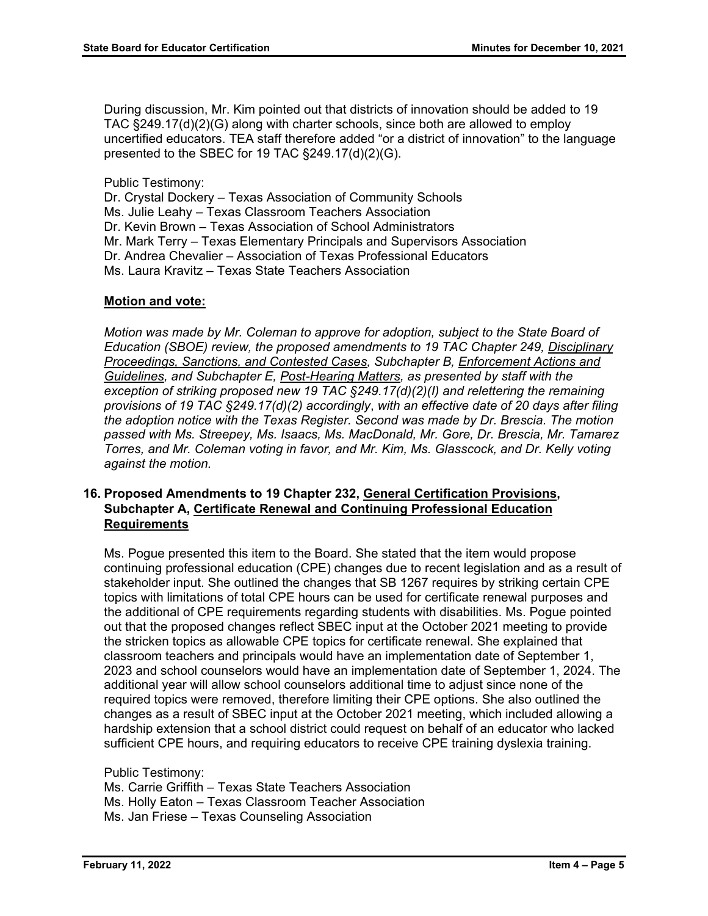During discussion, Mr. Kim pointed out that districts of innovation should be added to 19 TAC §249.17(d)(2)(G) along with charter schools, since both are allowed to employ uncertified educators. TEA staff therefore added "or a district of innovation" to the language presented to the SBEC for 19 TAC §249.17(d)(2)(G).

Public Testimony:
Dr. Crystal Dockery – Texas Association of Community Schools
Ms. Julie Leahy – Texas Classroom Teachers Association
Dr. Kevin Brown – Texas Association of School Administrators
Mr. Mark Terry – Texas Elementary Principals and Supervisors Association
Dr. Andrea Chevalier – Association of Texas Professional Educators
Ms. Laura Kravitz – Texas State Teachers Association

**Motion and vote:**

*Motion was made by Mr. Coleman to approve for adoption, subject to the State Board of Education (SBOE) review, the proposed amendments to 19 TAC Chapter 249, Disciplinary Proceedings, Sanctions, and Contested Cases, Subchapter B, Enforcement Actions and Guidelines, and Subchapter E, Post-Hearing Matters, as presented by staff with the exception of striking proposed new 19 TAC §249.17(d)(2)(I) and relettering the remaining provisions of 19 TAC §249.17(d)(2) accordingly, with an effective date of 20 days after filing the adoption notice with the Texas Register. Second was made by Dr. Brescia. The motion passed with Ms. Streepey, Ms. Isaacs, Ms. MacDonald, Mr. Gore, Dr. Brescia, Mr. Tamarez Torres, and Mr. Coleman voting in favor, and Mr. Kim, Ms. Glasscock, and Dr. Kelly voting against the motion.*

### 16. Proposed Amendments to 19 Chapter 232, General Certification Provisions, Subchapter A, Certificate Renewal and Continuing Professional Education Requirements

Ms. Pogue presented this item to the Board. She stated that the item would propose continuing professional education (CPE) changes due to recent legislation and as a result of stakeholder input. She outlined the changes that SB 1267 requires by striking certain CPE topics with limitations of total CPE hours can be used for certificate renewal purposes and the additional of CPE requirements regarding students with disabilities. Ms. Pogue pointed out that the proposed changes reflect SBEC input at the October 2021 meeting to provide the stricken topics as allowable CPE topics for certificate renewal. She explained that classroom teachers and principals would have an implementation date of September 1, 2023 and school counselors would have an implementation date of September 1, 2024. The additional year will allow school counselors additional time to adjust since none of the required topics were removed, therefore limiting their CPE options. She also outlined the changes as a result of SBEC input at the October 2021 meeting, which included allowing a hardship extension that a school district could request on behalf of an educator who lacked sufficient CPE hours, and requiring educators to receive CPE training dyslexia training.

Public Testimony:
Ms. Carrie Griffith – Texas State Teachers Association
Ms. Holly Eaton – Texas Classroom Teacher Association
Ms. Jan Friese – Texas Counseling Association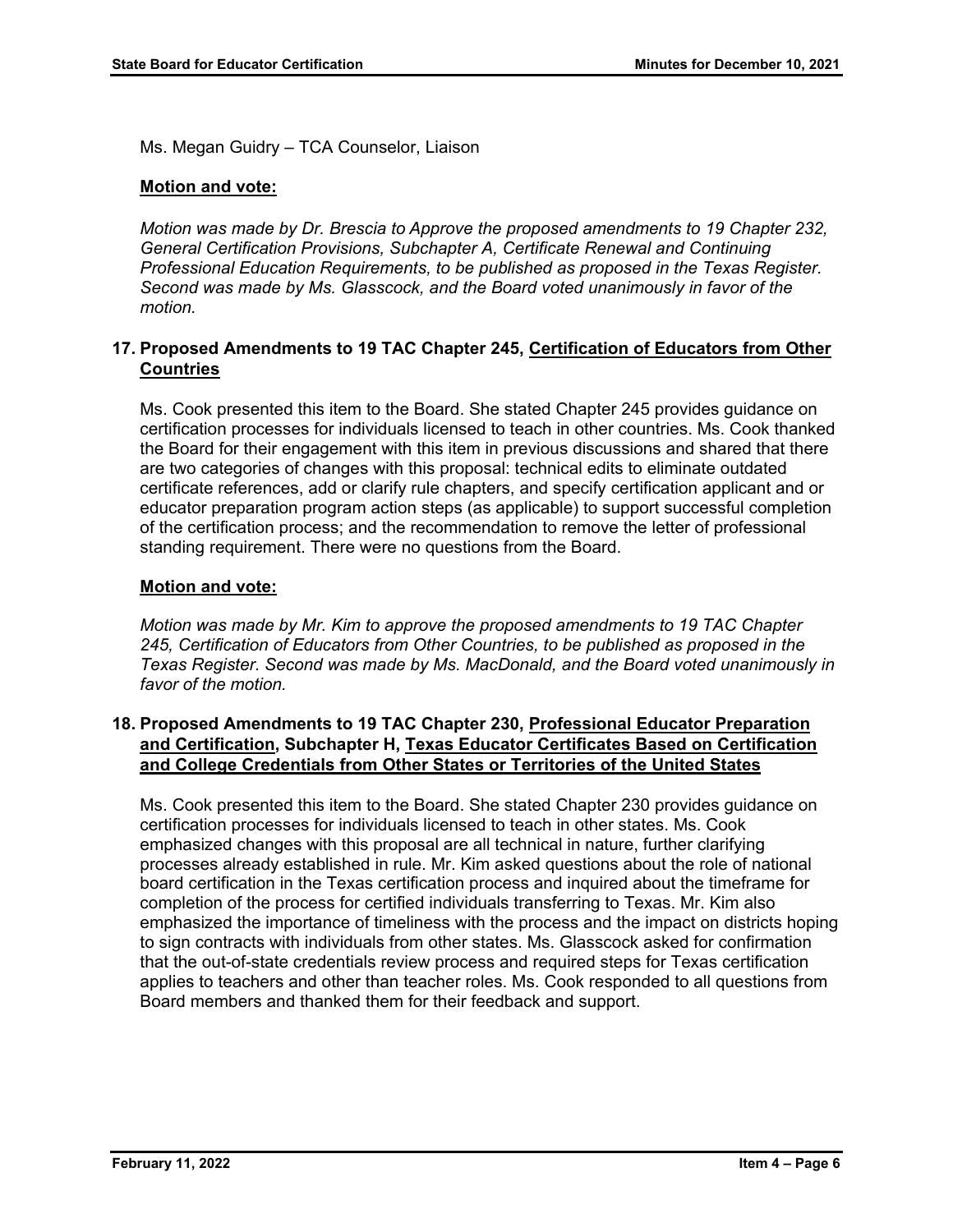Ms. Megan Guidry – TCA Counselor, Liaison

**Motion and vote:**

*Motion was made by Dr. Brescia to Approve the proposed amendments to 19 Chapter 232, General Certification Provisions, Subchapter A, Certificate Renewal and Continuing Professional Education Requirements, to be published as proposed in the Texas Register. Second was made by Ms. Glasscock, and the Board voted unanimously in favor of the motion.*

### 17. Proposed Amendments to 19 TAC Chapter 245, Certification of Educators from Other Countries

Ms. Cook presented this item to the Board. She stated Chapter 245 provides guidance on certification processes for individuals licensed to teach in other countries. Ms. Cook thanked the Board for their engagement with this item in previous discussions and shared that there are two categories of changes with this proposal: technical edits to eliminate outdated certificate references, add or clarify rule chapters, and specify certification applicant and or educator preparation program action steps (as applicable) to support successful completion of the certification process; and the recommendation to remove the letter of professional standing requirement. There were no questions from the Board.

**Motion and vote:**

*Motion was made by Mr. Kim to approve the proposed amendments to 19 TAC Chapter 245, Certification of Educators from Other Countries, to be published as proposed in the Texas Register. Second was made by Ms. MacDonald, and the Board voted unanimously in favor of the motion.*

### 18. Proposed Amendments to 19 TAC Chapter 230, Professional Educator Preparation and Certification, Subchapter H, Texas Educator Certificates Based on Certification and College Credentials from Other States or Territories of the United States

Ms. Cook presented this item to the Board. She stated Chapter 230 provides guidance on certification processes for individuals licensed to teach in other states. Ms. Cook emphasized changes with this proposal are all technical in nature, further clarifying processes already established in rule. Mr. Kim asked questions about the role of national board certification in the Texas certification process and inquired about the timeframe for completion of the process for certified individuals transferring to Texas. Mr. Kim also emphasized the importance of timeliness with the process and the impact on districts hoping to sign contracts with individuals from other states. Ms. Glasscock asked for confirmation that the out-of-state credentials review process and required steps for Texas certification applies to teachers and other than teacher roles. Ms. Cook responded to all questions from Board members and thanked them for their feedback and support.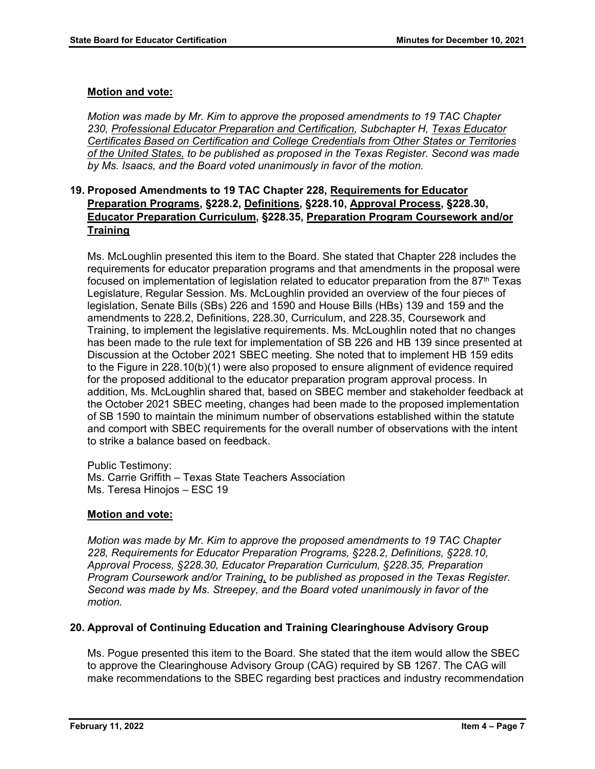**Motion and vote:**

*Motion was made by Mr. Kim to approve the proposed amendments to 19 TAC Chapter 230, Professional Educator Preparation and Certification, Subchapter H, Texas Educator Certificates Based on Certification and College Credentials from Other States or Territories of the United States, to be published as proposed in the Texas Register. Second was made by Ms. Isaacs, and the Board voted unanimously in favor of the motion.*

## 19. Proposed Amendments to 19 TAC Chapter 228, Requirements for Educator Preparation Programs, §228.2, Definitions, §228.10, Approval Process, §228.30, Educator Preparation Curriculum, §228.35, Preparation Program Coursework and/or Training

Ms. McLoughlin presented this item to the Board. She stated that Chapter 228 includes the requirements for educator preparation programs and that amendments in the proposal were focused on implementation of legislation related to educator preparation from the 87th Texas Legislature, Regular Session. Ms. McLoughlin provided an overview of the four pieces of legislation, Senate Bills (SBs) 226 and 1590 and House Bills (HBs) 139 and 159 and the amendments to 228.2, Definitions, 228.30, Curriculum, and 228.35, Coursework and Training, to implement the legislative requirements. Ms. McLoughlin noted that no changes has been made to the rule text for implementation of SB 226 and HB 139 since presented at Discussion at the October 2021 SBEC meeting. She noted that to implement HB 159 edits to the Figure in 228.10(b)(1) were also proposed to ensure alignment of evidence required for the proposed additional to the educator preparation program approval process. In addition, Ms. McLoughlin shared that, based on SBEC member and stakeholder feedback at the October 2021 SBEC meeting, changes had been made to the proposed implementation of SB 1590 to maintain the minimum number of observations established within the statute and comport with SBEC requirements for the overall number of observations with the intent to strike a balance based on feedback.

Public Testimony:
Ms. Carrie Griffith – Texas State Teachers Association
Ms. Teresa Hinojos – ESC 19

**Motion and vote:**

*Motion was made by Mr. Kim to approve the proposed amendments to 19 TAC Chapter 228, Requirements for Educator Preparation Programs, §228.2, Definitions, §228.10, Approval Process, §228.30, Educator Preparation Curriculum, §228.35, Preparation Program Coursework and/or Training, to be published as proposed in the Texas Register. Second was made by Ms. Streepey, and the Board voted unanimously in favor of the motion.*

## 20. Approval of Continuing Education and Training Clearinghouse Advisory Group

Ms. Pogue presented this item to the Board. She stated that the item would allow the SBEC to approve the Clearinghouse Advisory Group (CAG) required by SB 1267. The CAG will make recommendations to the SBEC regarding best practices and industry recommendation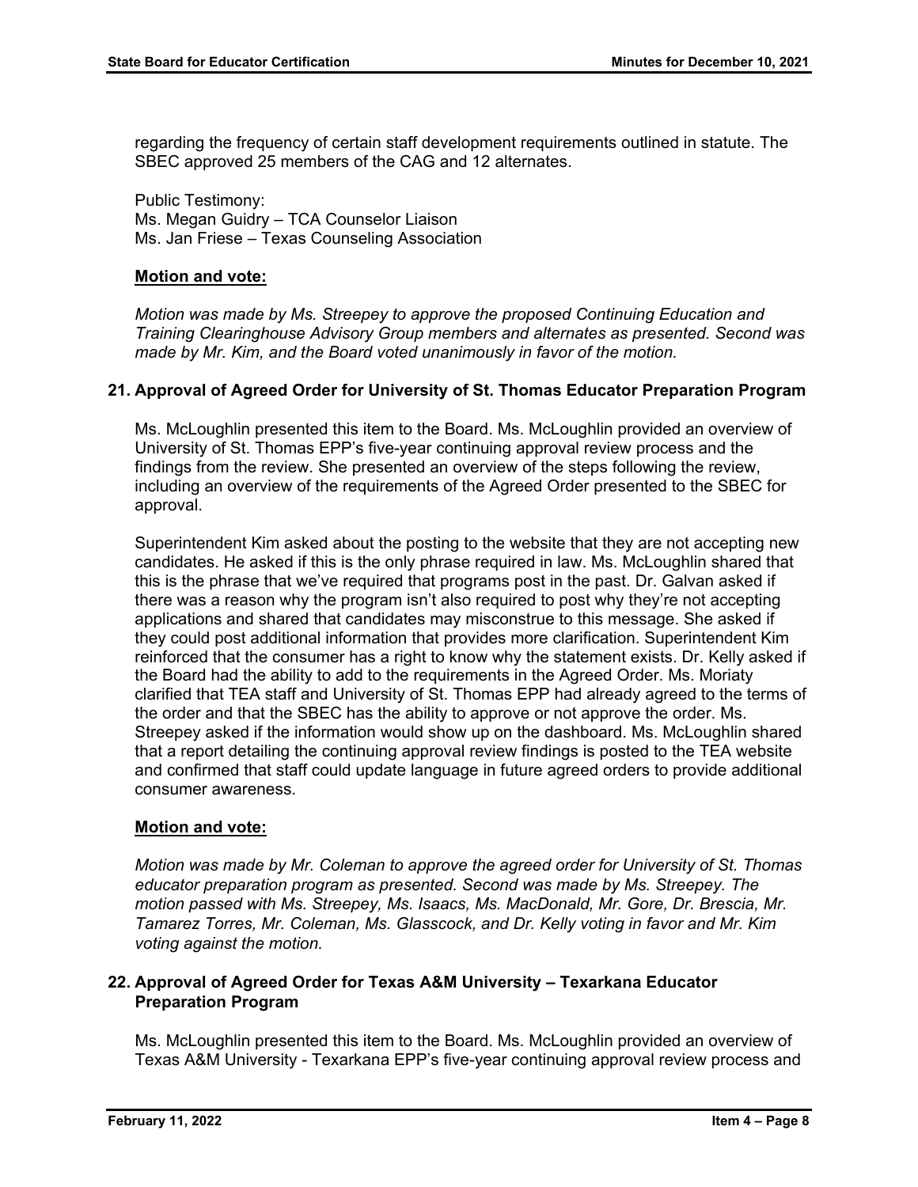regarding the frequency of certain staff development requirements outlined in statute. The SBEC approved 25 members of the CAG and 12 alternates.

Public Testimony:
Ms. Megan Guidry – TCA Counselor Liaison
Ms. Jan Friese – Texas Counseling Association

**Motion and vote:**

*Motion was made by Ms. Streepey to approve the proposed Continuing Education and Training Clearinghouse Advisory Group members and alternates as presented. Second was made by Mr. Kim, and the Board voted unanimously in favor of the motion.*

### 21. Approval of Agreed Order for University of St. Thomas Educator Preparation Program

Ms. McLoughlin presented this item to the Board. Ms. McLoughlin provided an overview of University of St. Thomas EPP's five-year continuing approval review process and the findings from the review. She presented an overview of the steps following the review, including an overview of the requirements of the Agreed Order presented to the SBEC for approval.

Superintendent Kim asked about the posting to the website that they are not accepting new candidates. He asked if this is the only phrase required in law. Ms. McLoughlin shared that this is the phrase that we've required that programs post in the past. Dr. Galvan asked if there was a reason why the program isn't also required to post why they're not accepting applications and shared that candidates may misconstrue to this message. She asked if they could post additional information that provides more clarification. Superintendent Kim reinforced that the consumer has a right to know why the statement exists. Dr. Kelly asked if the Board had the ability to add to the requirements in the Agreed Order. Ms. Moriaty clarified that TEA staff and University of St. Thomas EPP had already agreed to the terms of the order and that the SBEC has the ability to approve or not approve the order. Ms. Streepey asked if the information would show up on the dashboard. Ms. McLoughlin shared that a report detailing the continuing approval review findings is posted to the TEA website and confirmed that staff could update language in future agreed orders to provide additional consumer awareness.

**Motion and vote:**

*Motion was made by Mr. Coleman to approve the agreed order for University of St. Thomas educator preparation program as presented. Second was made by Ms. Streepey. The motion passed with Ms. Streepey, Ms. Isaacs, Ms. MacDonald, Mr. Gore, Dr. Brescia, Mr. Tamarez Torres, Mr. Coleman, Ms. Glasscock, and Dr. Kelly voting in favor and Mr. Kim voting against the motion.*

### 22. Approval of Agreed Order for Texas A&M University – Texarkana Educator Preparation Program

Ms. McLoughlin presented this item to the Board. Ms. McLoughlin provided an overview of Texas A&M University - Texarkana EPP's five-year continuing approval review process and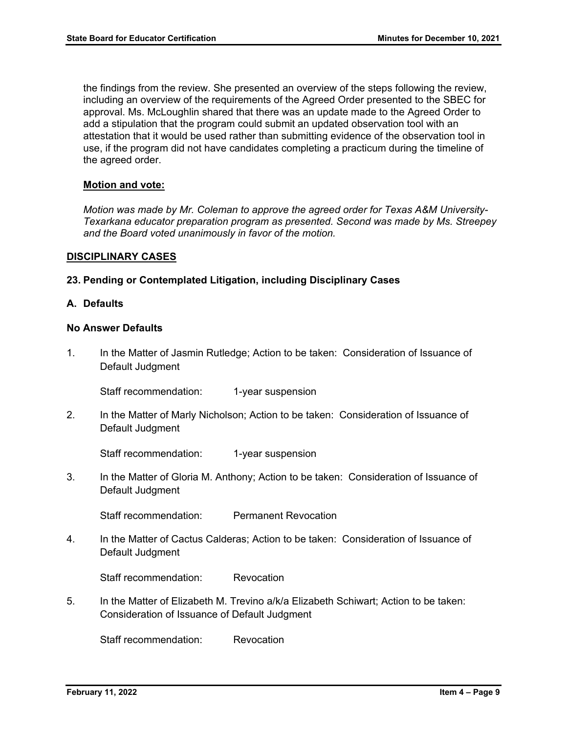the findings from the review. She presented an overview of the steps following the review, including an overview of the requirements of the Agreed Order presented to the SBEC for approval. Ms. McLoughlin shared that there was an update made to the Agreed Order to add a stipulation that the program could submit an updated observation tool with an attestation that it would be used rather than submitting evidence of the observation tool in use, if the program did not have candidates completing a practicum during the timeline of the agreed order.

**Motion and vote:**

*Motion was made by Mr. Coleman to approve the agreed order for Texas A&M University-Texarkana educator preparation program as presented. Second was made by Ms. Streepey and the Board voted unanimously in favor of the motion.*

## DISCIPLINARY CASES

### 23. Pending or Contemplated Litigation, including Disciplinary Cases

### A. Defaults

#### No Answer Defaults

1. In the Matter of Jasmin Rutledge; Action to be taken: Consideration of Issuance of Default Judgment

   Staff recommendation: 1-year suspension

2. In the Matter of Marly Nicholson; Action to be taken: Consideration of Issuance of Default Judgment

   Staff recommendation: 1-year suspension

3. In the Matter of Gloria M. Anthony; Action to be taken: Consideration of Issuance of Default Judgment

   Staff recommendation: Permanent Revocation

4. In the Matter of Cactus Calderas; Action to be taken: Consideration of Issuance of Default Judgment

   Staff recommendation: Revocation

5. In the Matter of Elizabeth M. Trevino a/k/a Elizabeth Schiwart; Action to be taken: Consideration of Issuance of Default Judgment

   Staff recommendation: Revocation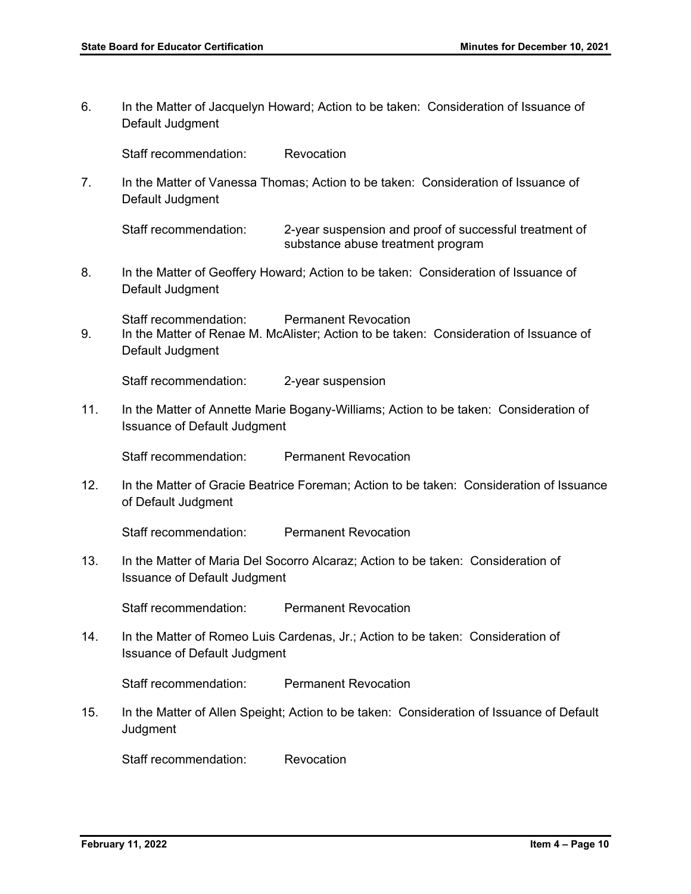6. In the Matter of Jacquelyn Howard; Action to be taken: Consideration of Issuance of Default Judgment

   Staff recommendation: Revocation

7. In the Matter of Vanessa Thomas; Action to be taken: Consideration of Issuance of Default Judgment

   Staff recommendation: 2-year suspension and proof of successful treatment of substance abuse treatment program

8. In the Matter of Geoffery Howard; Action to be taken: Consideration of Issuance of Default Judgment

   Staff recommendation: Permanent Revocation

9. In the Matter of Renae M. McAlister; Action to be taken: Consideration of Issuance of Default Judgment

   Staff recommendation: 2-year suspension

11. In the Matter of Annette Marie Bogany-Williams; Action to be taken: Consideration of Issuance of Default Judgment

    Staff recommendation: Permanent Revocation

12. In the Matter of Gracie Beatrice Foreman; Action to be taken: Consideration of Issuance of Default Judgment

    Staff recommendation: Permanent Revocation

13. In the Matter of Maria Del Socorro Alcaraz; Action to be taken: Consideration of Issuance of Default Judgment

    Staff recommendation: Permanent Revocation

14. In the Matter of Romeo Luis Cardenas, Jr.; Action to be taken: Consideration of Issuance of Default Judgment

    Staff recommendation: Permanent Revocation

15. In the Matter of Allen Speight; Action to be taken: Consideration of Issuance of Default Judgment

    Staff recommendation: Revocation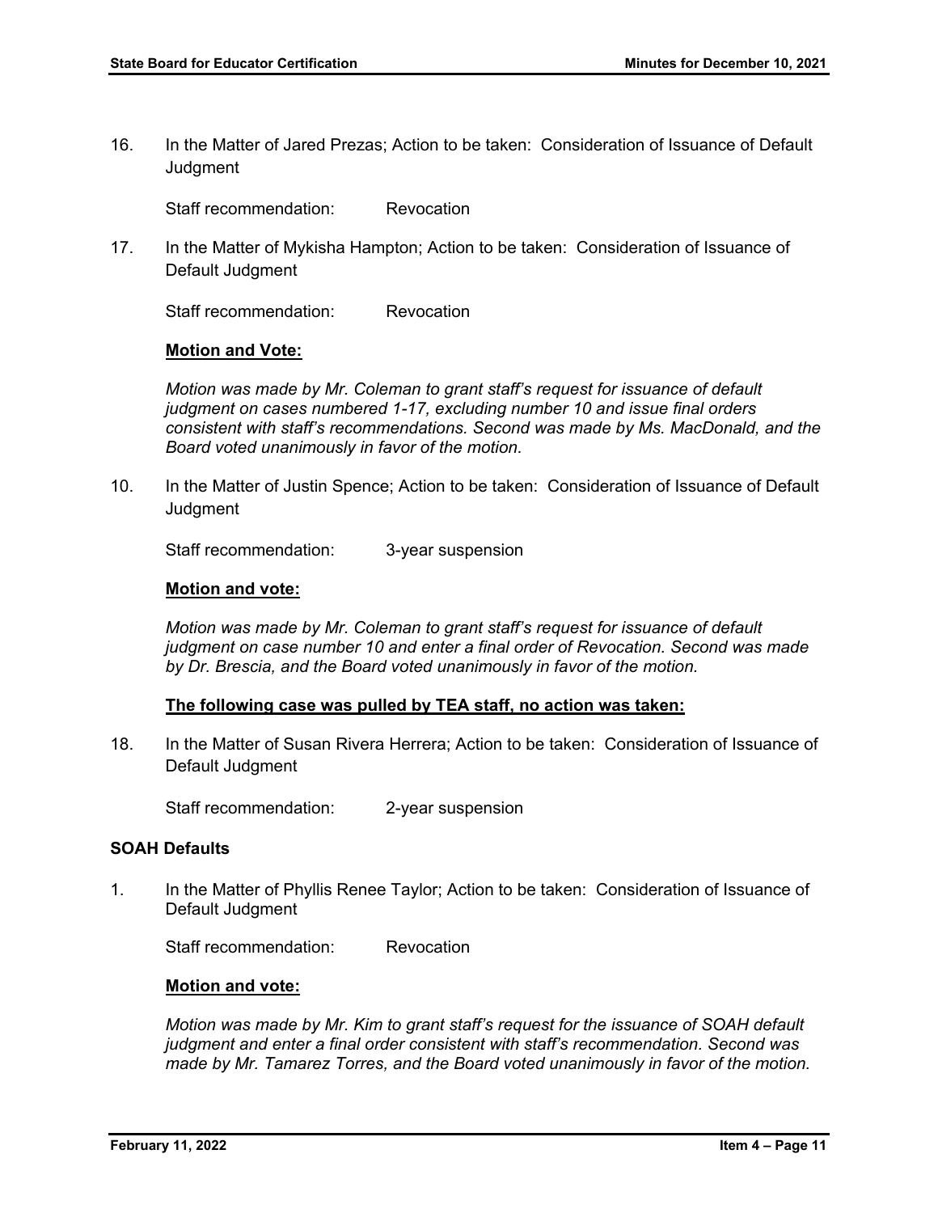16. In the Matter of Jared Prezas; Action to be taken: Consideration of Issuance of Default Judgment

    Staff recommendation: Revocation

17. In the Matter of Mykisha Hampton; Action to be taken: Consideration of Issuance of Default Judgment

    Staff recommendation: Revocation

    **Motion and Vote:**

    *Motion was made by Mr. Coleman to grant staff's request for issuance of default judgment on cases numbered 1-17, excluding number 10 and issue final orders consistent with staff's recommendations. Second was made by Ms. MacDonald, and the Board voted unanimously in favor of the motion.*

10. In the Matter of Justin Spence; Action to be taken: Consideration of Issuance of Default Judgment

    Staff recommendation: 3-year suspension

    **Motion and vote:**

    *Motion was made by Mr. Coleman to grant staff's request for issuance of default judgment on case number 10 and enter a final order of Revocation. Second was made by Dr. Brescia, and the Board voted unanimously in favor of the motion.*

    **The following case was pulled by TEA staff, no action was taken:**

18. In the Matter of Susan Rivera Herrera; Action to be taken: Consideration of Issuance of Default Judgment

    Staff recommendation: 2-year suspension

**SOAH Defaults**

1. In the Matter of Phyllis Renee Taylor; Action to be taken: Consideration of Issuance of Default Judgment

   Staff recommendation: Revocation

   **Motion and vote:**

   *Motion was made by Mr. Kim to grant staff's request for the issuance of SOAH default judgment and enter a final order consistent with staff's recommendation. Second was made by Mr. Tamarez Torres, and the Board voted unanimously in favor of the motion.*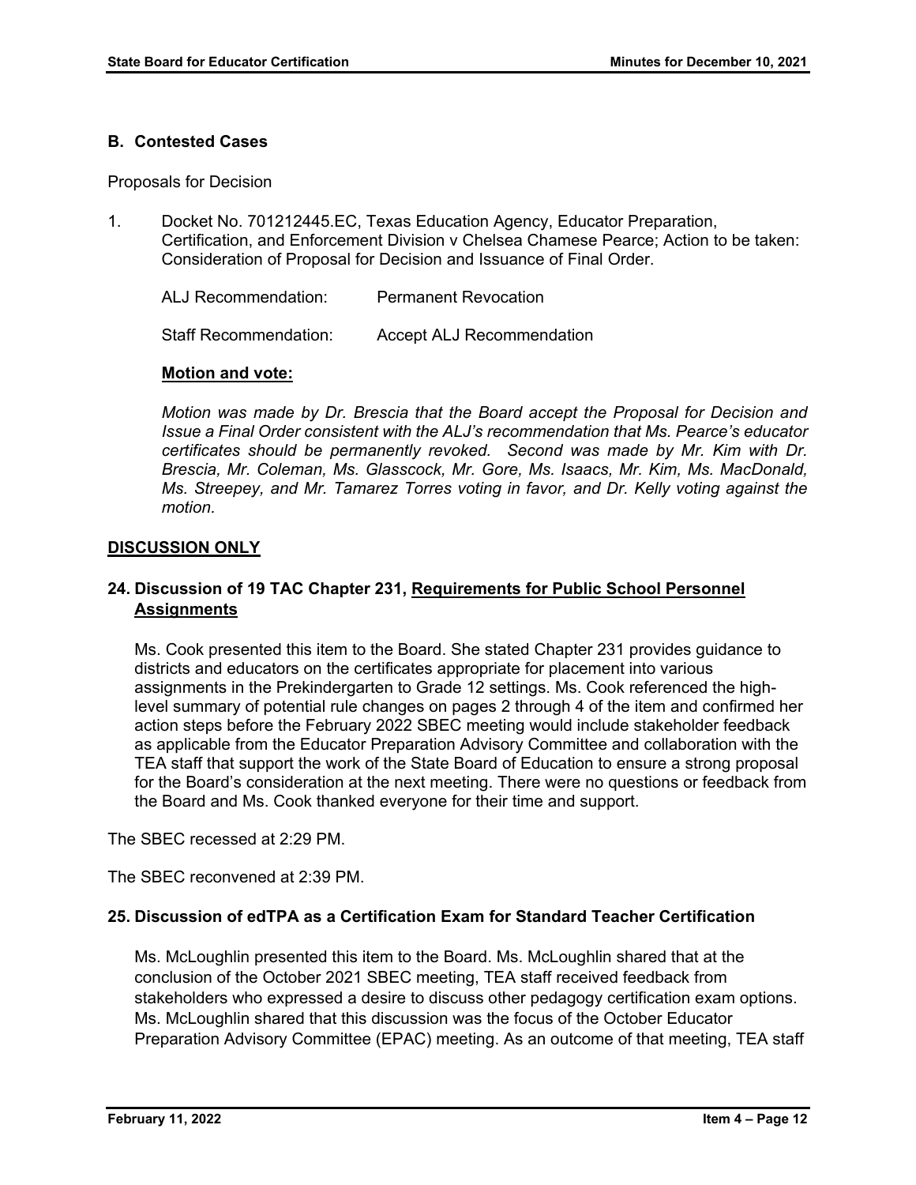## B. Contested Cases

Proposals for Decision

1. Docket No. 701212445.EC, Texas Education Agency, Educator Preparation, Certification, and Enforcement Division v Chelsea Chamese Pearce; Action to be taken: Consideration of Proposal for Decision and Issuance of Final Order.

   ALJ Recommendation: Permanent Revocation

   Staff Recommendation: Accept ALJ Recommendation

   **Motion and vote:**

   *Motion was made by Dr. Brescia that the Board accept the Proposal for Decision and Issue a Final Order consistent with the ALJ's recommendation that Ms. Pearce's educator certificates should be permanently revoked. Second was made by Mr. Kim with Dr. Brescia, Mr. Coleman, Ms. Glasscock, Mr. Gore, Ms. Isaacs, Mr. Kim, Ms. MacDonald, Ms. Streepey, and Mr. Tamarez Torres voting in favor, and Dr. Kelly voting against the motion.*

**DISCUSSION ONLY**

### 24. Discussion of 19 TAC Chapter 231, Requirements for Public School Personnel Assignments

Ms. Cook presented this item to the Board. She stated Chapter 231 provides guidance to districts and educators on the certificates appropriate for placement into various assignments in the Prekindergarten to Grade 12 settings. Ms. Cook referenced the high-level summary of potential rule changes on pages 2 through 4 of the item and confirmed her action steps before the February 2022 SBEC meeting would include stakeholder feedback as applicable from the Educator Preparation Advisory Committee and collaboration with the TEA staff that support the work of the State Board of Education to ensure a strong proposal for the Board's consideration at the next meeting. There were no questions or feedback from the Board and Ms. Cook thanked everyone for their time and support.

The SBEC recessed at 2:29 PM.

The SBEC reconvened at 2:39 PM.

### 25. Discussion of edTPA as a Certification Exam for Standard Teacher Certification

Ms. McLoughlin presented this item to the Board. Ms. McLoughlin shared that at the conclusion of the October 2021 SBEC meeting, TEA staff received feedback from stakeholders who expressed a desire to discuss other pedagogy certification exam options. Ms. McLoughlin shared that this discussion was the focus of the October Educator Preparation Advisory Committee (EPAC) meeting. As an outcome of that meeting, TEA staff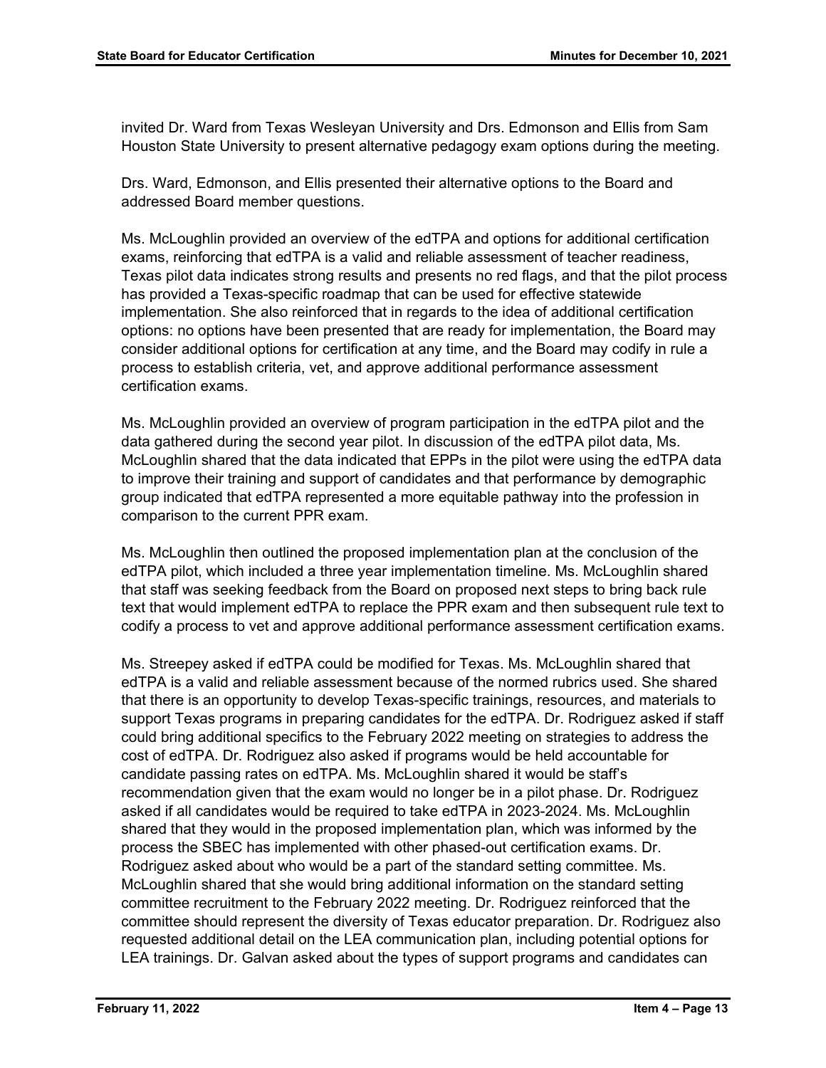invited Dr. Ward from Texas Wesleyan University and Drs. Edmonson and Ellis from Sam Houston State University to present alternative pedagogy exam options during the meeting.

Drs. Ward, Edmonson, and Ellis presented their alternative options to the Board and addressed Board member questions.

Ms. McLoughlin provided an overview of the edTPA and options for additional certification exams, reinforcing that edTPA is a valid and reliable assessment of teacher readiness, Texas pilot data indicates strong results and presents no red flags, and that the pilot process has provided a Texas-specific roadmap that can be used for effective statewide implementation. She also reinforced that in regards to the idea of additional certification options: no options have been presented that are ready for implementation, the Board may consider additional options for certification at any time, and the Board may codify in rule a process to establish criteria, vet, and approve additional performance assessment certification exams.

Ms. McLoughlin provided an overview of program participation in the edTPA pilot and the data gathered during the second year pilot. In discussion of the edTPA pilot data, Ms. McLoughlin shared that the data indicated that EPPs in the pilot were using the edTPA data to improve their training and support of candidates and that performance by demographic group indicated that edTPA represented a more equitable pathway into the profession in comparison to the current PPR exam.

Ms. McLoughlin then outlined the proposed implementation plan at the conclusion of the edTPA pilot, which included a three year implementation timeline. Ms. McLoughlin shared that staff was seeking feedback from the Board on proposed next steps to bring back rule text that would implement edTPA to replace the PPR exam and then subsequent rule text to codify a process to vet and approve additional performance assessment certification exams.

Ms. Streepey asked if edTPA could be modified for Texas. Ms. McLoughlin shared that edTPA is a valid and reliable assessment because of the normed rubrics used. She shared that there is an opportunity to develop Texas-specific trainings, resources, and materials to support Texas programs in preparing candidates for the edTPA. Dr. Rodriguez asked if staff could bring additional specifics to the February 2022 meeting on strategies to address the cost of edTPA. Dr. Rodriguez also asked if programs would be held accountable for candidate passing rates on edTPA. Ms. McLoughlin shared it would be staff's recommendation given that the exam would no longer be in a pilot phase. Dr. Rodriguez asked if all candidates would be required to take edTPA in 2023-2024. Ms. McLoughlin shared that they would in the proposed implementation plan, which was informed by the process the SBEC has implemented with other phased-out certification exams. Dr. Rodriguez asked about who would be a part of the standard setting committee. Ms. McLoughlin shared that she would bring additional information on the standard setting committee recruitment to the February 2022 meeting. Dr. Rodriguez reinforced that the committee should represent the diversity of Texas educator preparation. Dr. Rodriguez also requested additional detail on the LEA communication plan, including potential options for LEA trainings. Dr. Galvan asked about the types of support programs and candidates can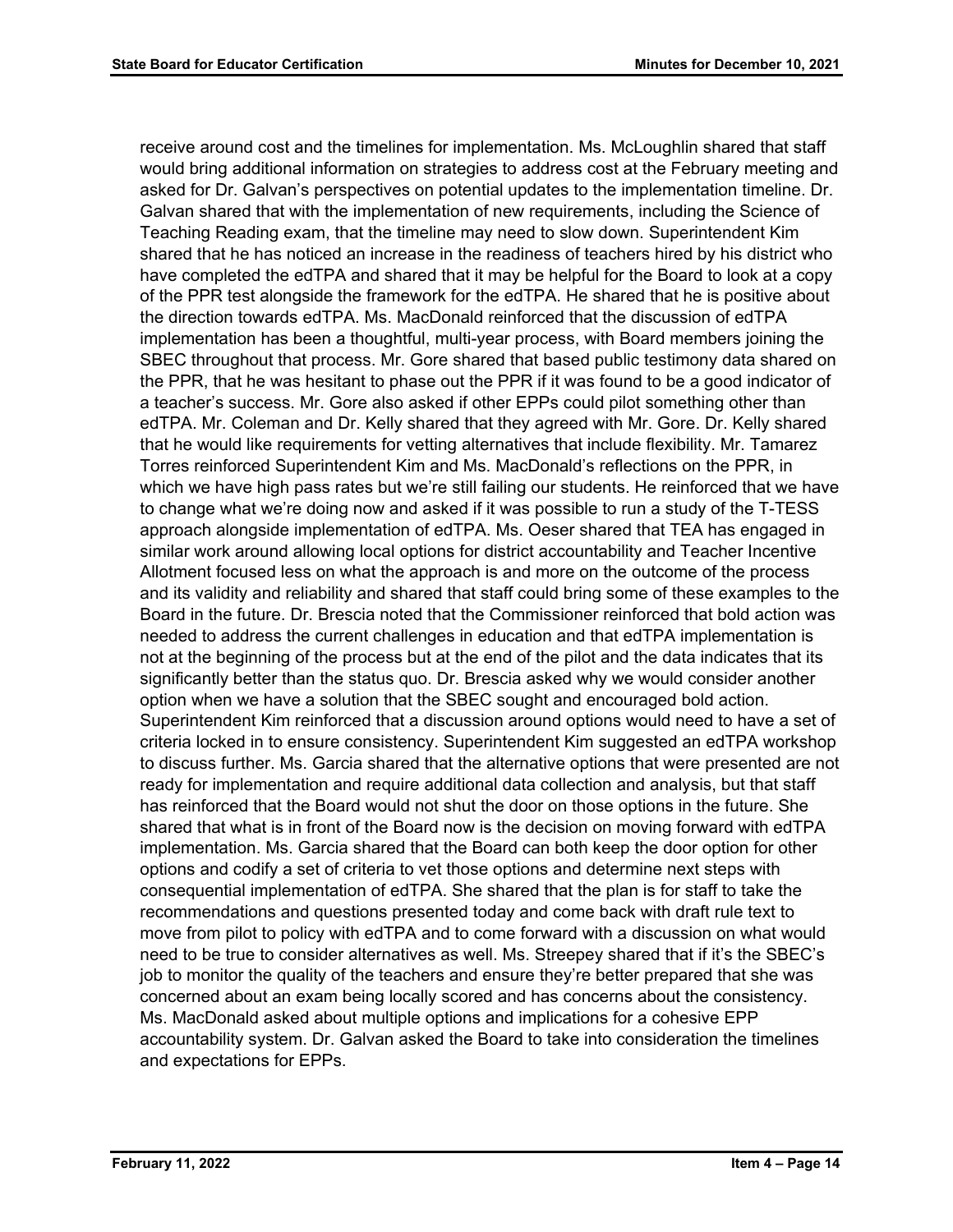receive around cost and the timelines for implementation. Ms. McLoughlin shared that staff would bring additional information on strategies to address cost at the February meeting and asked for Dr. Galvan's perspectives on potential updates to the implementation timeline. Dr. Galvan shared that with the implementation of new requirements, including the Science of Teaching Reading exam, that the timeline may need to slow down. Superintendent Kim shared that he has noticed an increase in the readiness of teachers hired by his district who have completed the edTPA and shared that it may be helpful for the Board to look at a copy of the PPR test alongside the framework for the edTPA. He shared that he is positive about the direction towards edTPA. Ms. MacDonald reinforced that the discussion of edTPA implementation has been a thoughtful, multi-year process, with Board members joining the SBEC throughout that process. Mr. Gore shared that based public testimony data shared on the PPR, that he was hesitant to phase out the PPR if it was found to be a good indicator of a teacher's success. Mr. Gore also asked if other EPPs could pilot something other than edTPA. Mr. Coleman and Dr. Kelly shared that they agreed with Mr. Gore. Dr. Kelly shared that he would like requirements for vetting alternatives that include flexibility. Mr. Tamarez Torres reinforced Superintendent Kim and Ms. MacDonald's reflections on the PPR, in which we have high pass rates but we're still failing our students. He reinforced that we have to change what we're doing now and asked if it was possible to run a study of the T-TESS approach alongside implementation of edTPA. Ms. Oeser shared that TEA has engaged in similar work around allowing local options for district accountability and Teacher Incentive Allotment focused less on what the approach is and more on the outcome of the process and its validity and reliability and shared that staff could bring some of these examples to the Board in the future. Dr. Brescia noted that the Commissioner reinforced that bold action was needed to address the current challenges in education and that edTPA implementation is not at the beginning of the process but at the end of the pilot and the data indicates that its significantly better than the status quo. Dr. Brescia asked why we would consider another option when we have a solution that the SBEC sought and encouraged bold action. Superintendent Kim reinforced that a discussion around options would need to have a set of criteria locked in to ensure consistency. Superintendent Kim suggested an edTPA workshop to discuss further. Ms. Garcia shared that the alternative options that were presented are not ready for implementation and require additional data collection and analysis, but that staff has reinforced that the Board would not shut the door on those options in the future. She shared that what is in front of the Board now is the decision on moving forward with edTPA implementation. Ms. Garcia shared that the Board can both keep the door option for other options and codify a set of criteria to vet those options and determine next steps with consequential implementation of edTPA. She shared that the plan is for staff to take the recommendations and questions presented today and come back with draft rule text to move from pilot to policy with edTPA and to come forward with a discussion on what would need to be true to consider alternatives as well. Ms. Streepey shared that if it's the SBEC's job to monitor the quality of the teachers and ensure they're better prepared that she was concerned about an exam being locally scored and has concerns about the consistency. Ms. MacDonald asked about multiple options and implications for a cohesive EPP accountability system. Dr. Galvan asked the Board to take into consideration the timelines and expectations for EPPs.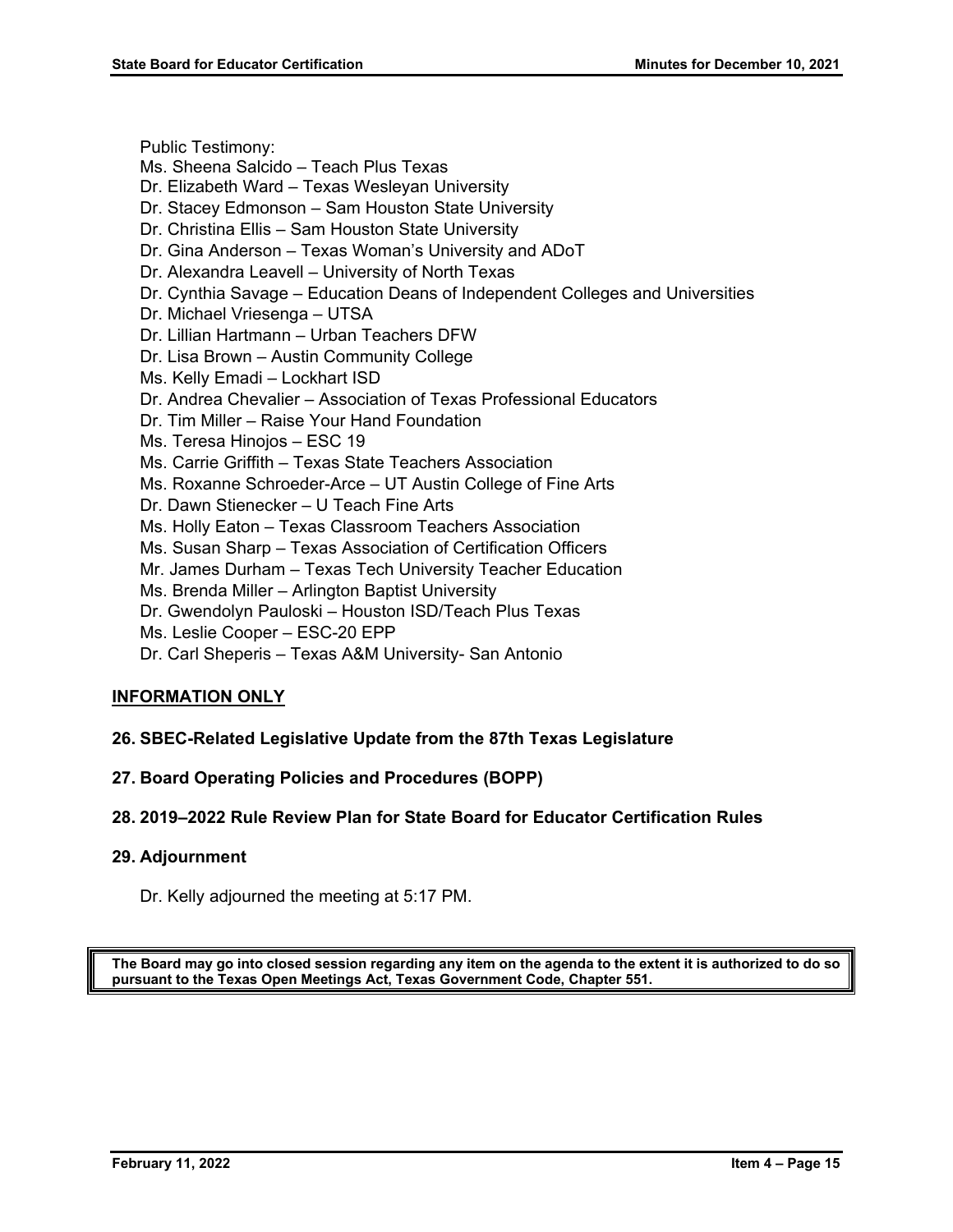Public Testimony:
Ms. Sheena Salcido – Teach Plus Texas
Dr. Elizabeth Ward – Texas Wesleyan University
Dr. Stacey Edmonson – Sam Houston State University
Dr. Christina Ellis – Sam Houston State University
Dr. Gina Anderson – Texas Woman's University and ADoT
Dr. Alexandra Leavell – University of North Texas
Dr. Cynthia Savage – Education Deans of Independent Colleges and Universities
Dr. Michael Vriesenga – UTSA
Dr. Lillian Hartmann – Urban Teachers DFW
Dr. Lisa Brown – Austin Community College
Ms. Kelly Emadi – Lockhart ISD
Dr. Andrea Chevalier – Association of Texas Professional Educators
Dr. Tim Miller – Raise Your Hand Foundation
Ms. Teresa Hinojos – ESC 19
Ms. Carrie Griffith – Texas State Teachers Association
Ms. Roxanne Schroeder-Arce – UT Austin College of Fine Arts
Dr. Dawn Stienecker – U Teach Fine Arts
Ms. Holly Eaton – Texas Classroom Teachers Association
Ms. Susan Sharp – Texas Association of Certification Officers
Mr. James Durham – Texas Tech University Teacher Education
Ms. Brenda Miller – Arlington Baptist University
Dr. Gwendolyn Pauloski – Houston ISD/Teach Plus Texas
Ms. Leslie Cooper – ESC-20 EPP
Dr. Carl Sheperis – Texas A&M University- San Antonio

## INFORMATION ONLY

### 26. SBEC-Related Legislative Update from the 87th Texas Legislature

### 27. Board Operating Policies and Procedures (BOPP)

### 28. 2019–2022 Rule Review Plan for State Board for Educator Certification Rules

### 29. Adjournment

Dr. Kelly adjourned the meeting at 5:17 PM.

**The Board may go into closed session regarding any item on the agenda to the extent it is authorized to do so pursuant to the Texas Open Meetings Act, Texas Government Code, Chapter 551.**